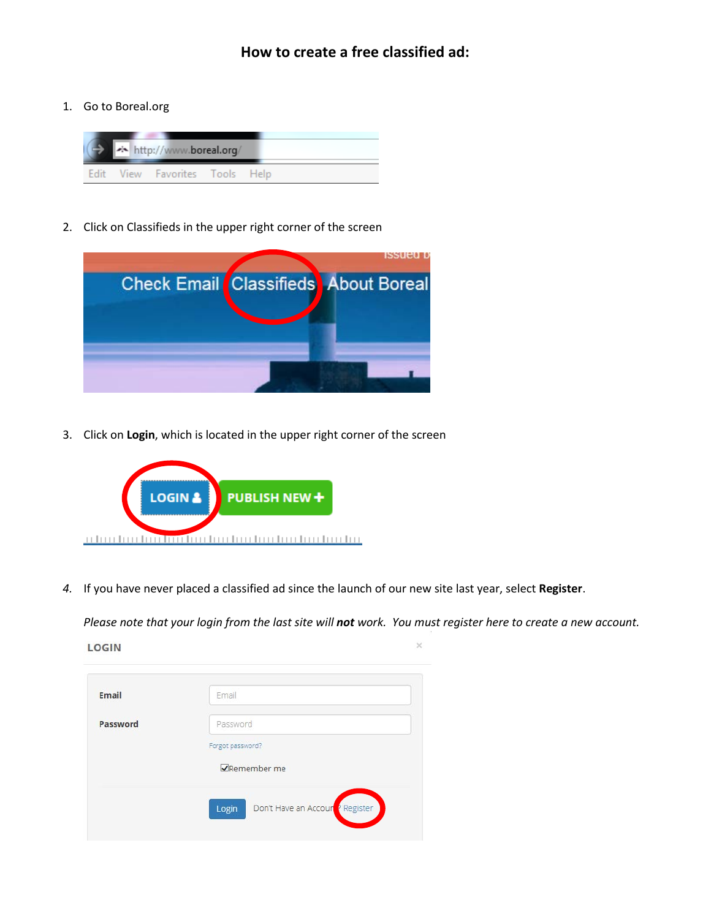# How to create a free classified ad:

1. Go to Boreal.org

2. Click on Classifieds in the upper right corner of the screen

3. Click on **Login**, which is located in the upper right corner of the screen

4. If you have never placed a classified ad since the launch of our new site last year, select **Register**.

   *Please note that your login from the last site will **not** work. You must register here to create a new account.*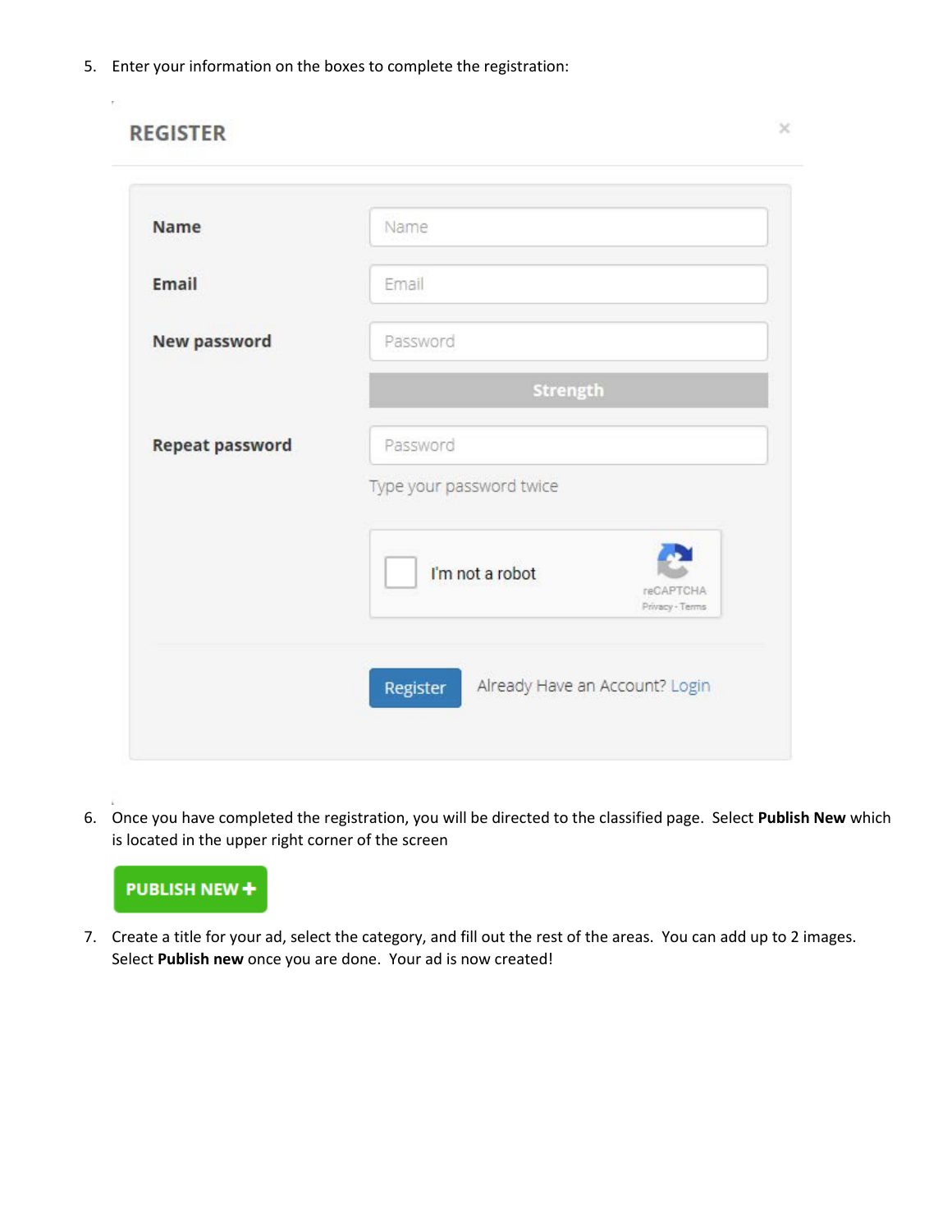5. Enter your information on the boxes to complete the registration:

REGISTER

| | |
|---|---|
| **Name** | Name |
| **Email** | Email |
| **New password** | Password |
| | Strength |
| **Repeat password** | Password |
| | Type your password twice |

I'm not a robot

reCAPTCHA

Privacy - Terms

Register   Already Have an Account? Login

6. Once you have completed the registration, you will be directed to the classified page. Select **Publish New** which is located in the upper right corner of the screen

PUBLISH NEW +

7. Create a title for your ad, select the category, and fill out the rest of the areas. You can add up to 2 images. Select **Publish new** once you are done. Your ad is now created!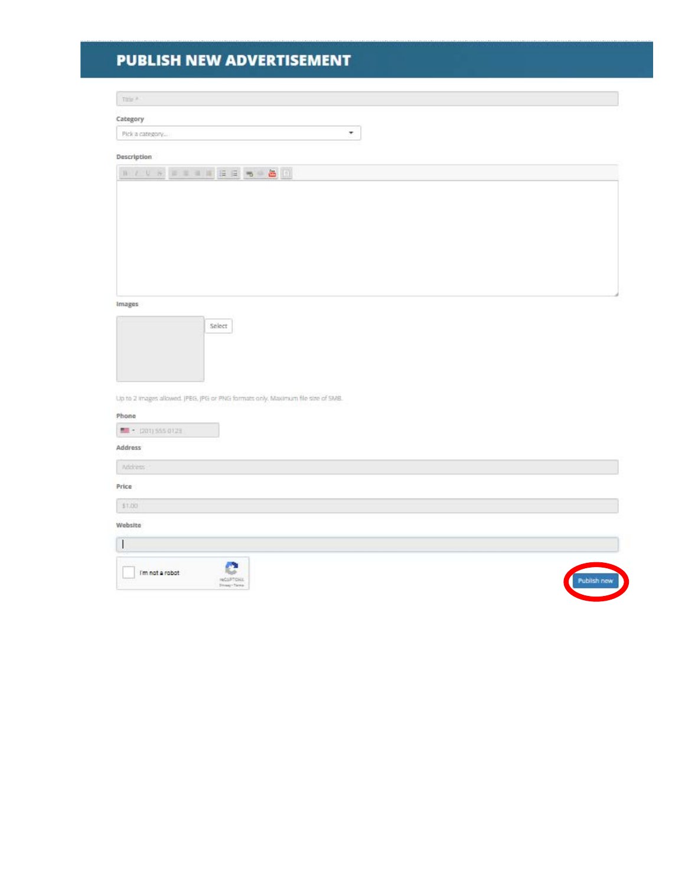# PUBLISH NEW ADVERTISEMENT

Title *

Category

Pick a category...

Description

Images

Select

Up to 2 images allowed. JPEG, JPG or PNG formats only. Maximum file size of 5MB.

Phone

(201) 555 0123

Address

Address

Price

$1.00

Website

I'm not a robot

reCAPTCHA

Privacy - Terms

Publish new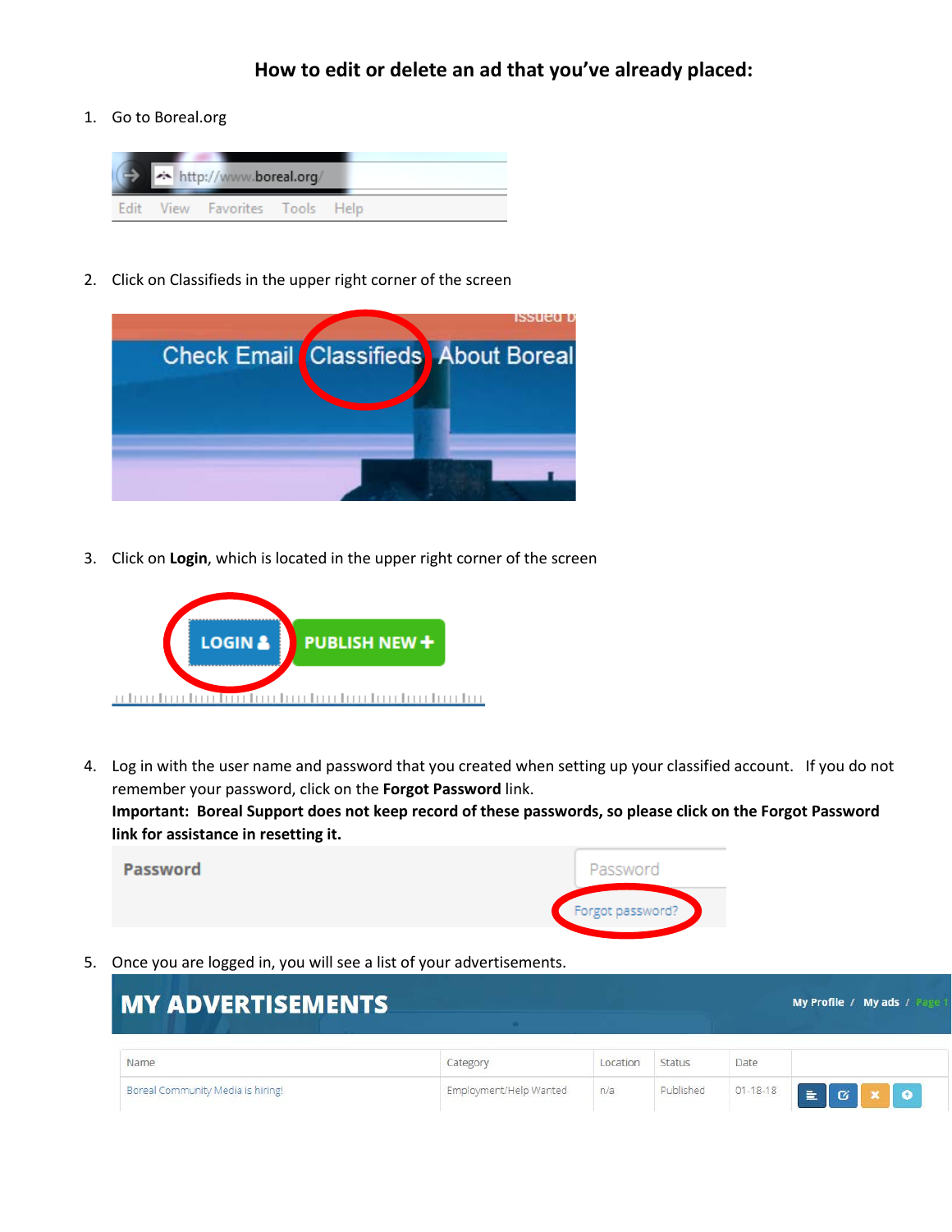## How to edit or delete an ad that you've already placed:

1. Go to Boreal.org

2. Click on Classifieds in the upper right corner of the screen

3. Click on **Login**, which is located in the upper right corner of the screen

4. Log in with the user name and password that you created when setting up your classified account. If you do not remember your password, click on the **Forgot Password** link.
   **Important: Boreal Support does not keep record of these passwords, so please click on the Forgot Password link for assistance in resetting it.**

5. Once you are logged in, you will see a list of your advertisements.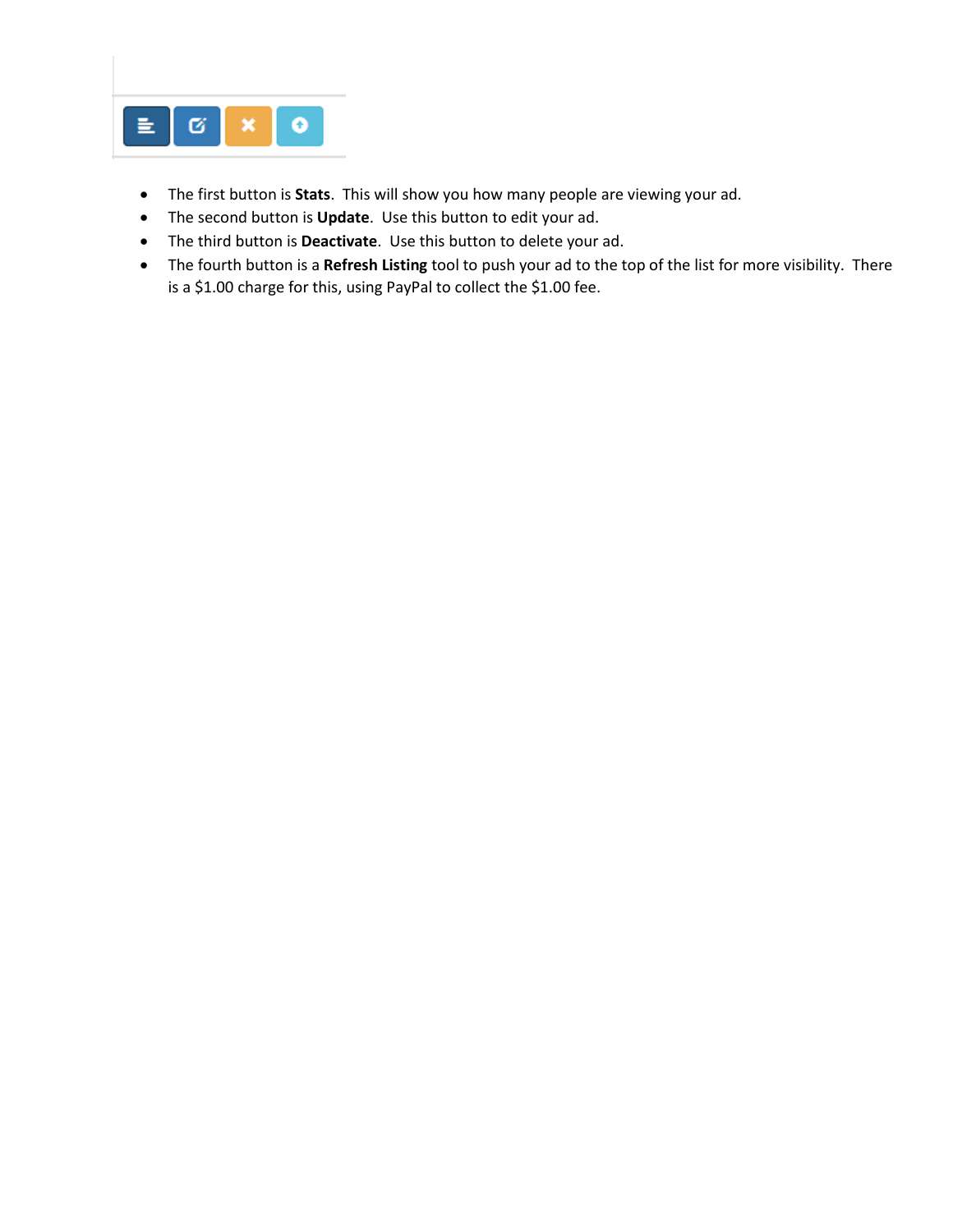- The first button is **Stats**. This will show you how many people are viewing your ad.
- The second button is **Update**. Use this button to edit your ad.
- The third button is **Deactivate**. Use this button to delete your ad.
- The fourth button is a **Refresh Listing** tool to push your ad to the top of the list for more visibility. There is a $1.00 charge for this, using PayPal to collect the $1.00 fee.